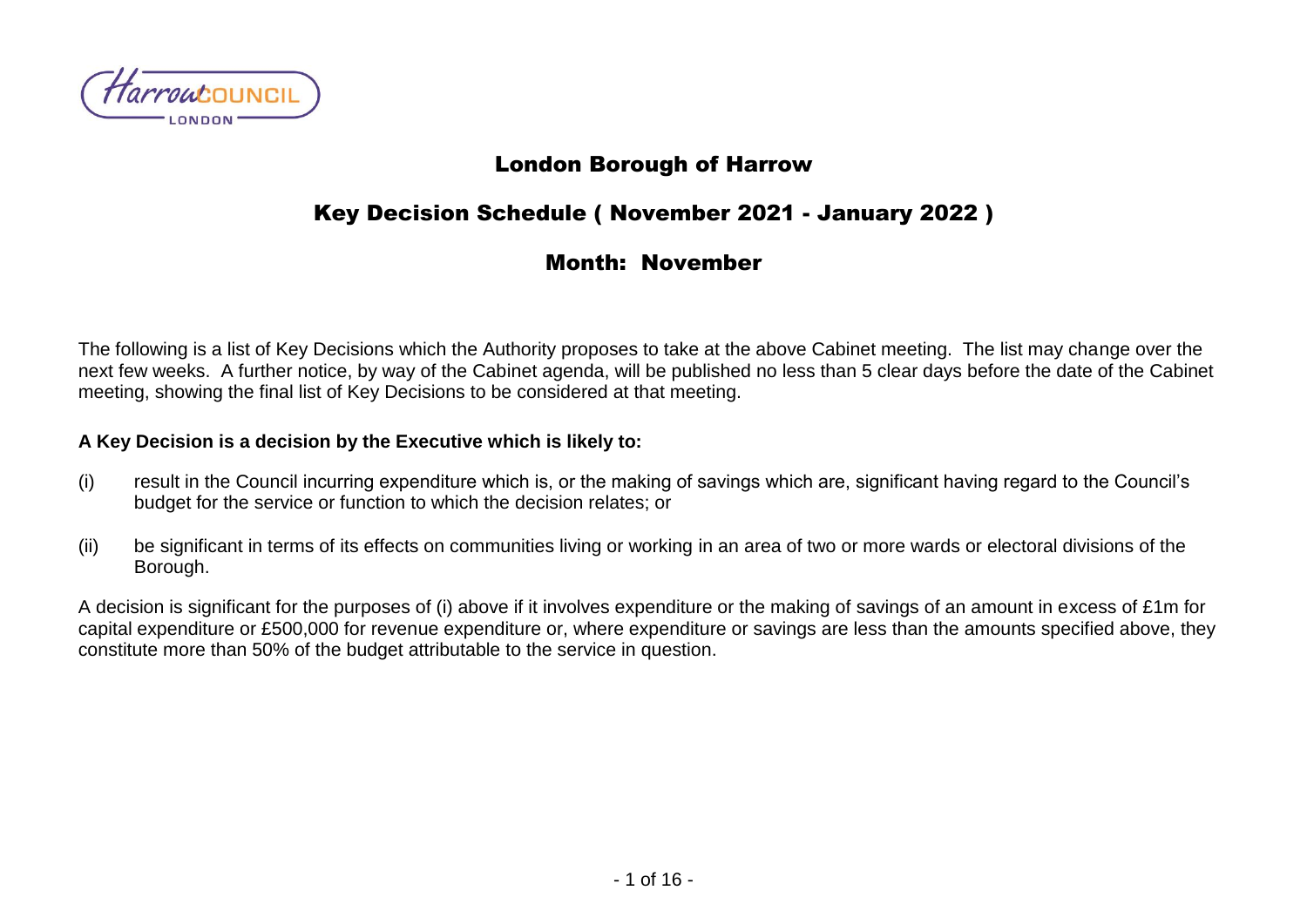# London Borough of Harrow

## Key Decision Schedule ( November 2021 - January 2022 )

## Month: November

The following is a list of Key Decisions which the Authority proposes to take at the above Cabinet meeting. The list may change over the next few weeks. A further notice, by way of the Cabinet agenda, will be published no less than 5 clear days before the date of the Cabinet meeting, showing the final list of Key Decisions to be considered at that meeting.

**A Key Decision is a decision by the Executive which is likely to:**

(i) result in the Council incurring expenditure which is, or the making of savings which are, significant having regard to the Council's budget for the service or function to which the decision relates; or

(ii) be significant in terms of its effects on communities living or working in an area of two or more wards or electoral divisions of the Borough.

A decision is significant for the purposes of (i) above if it involves expenditure or the making of savings of an amount in excess of £1m for capital expenditure or £500,000 for revenue expenditure or, where expenditure or savings are less than the amounts specified above, they constitute more than 50% of the budget attributable to the service in question.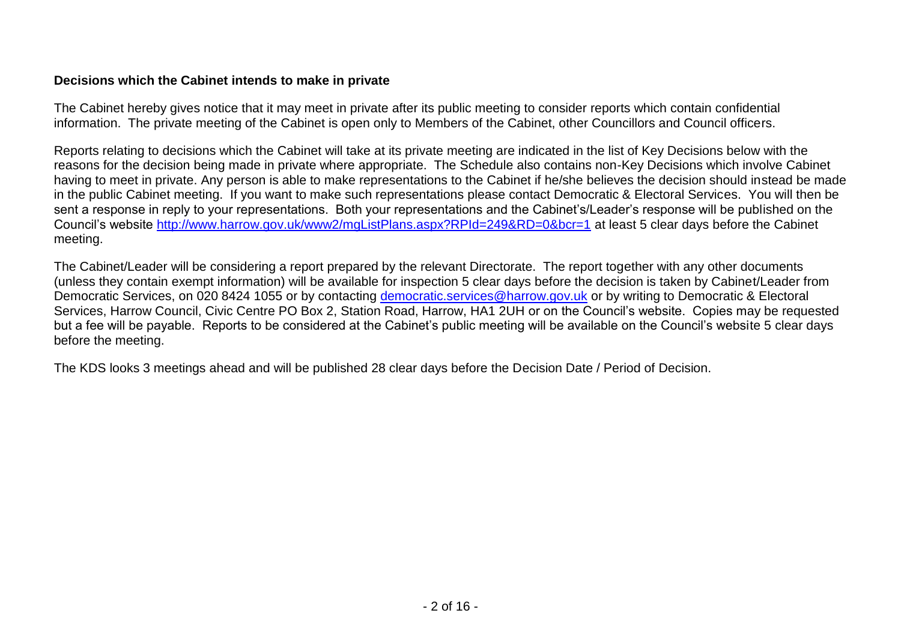**Decisions which the Cabinet intends to make in private**

The Cabinet hereby gives notice that it may meet in private after its public meeting to consider reports which contain confidential information. The private meeting of the Cabinet is open only to Members of the Cabinet, other Councillors and Council officers.

Reports relating to decisions which the Cabinet will take at its private meeting are indicated in the list of Key Decisions below with the reasons for the decision being made in private where appropriate. The Schedule also contains non-Key Decisions which involve Cabinet having to meet in private. Any person is able to make representations to the Cabinet if he/she believes the decision should instead be made in the public Cabinet meeting. If you want to make such representations please contact Democratic & Electoral Services. You will then be sent a response in reply to your representations. Both your representations and the Cabinet's/Leader's response will be published on the Council's website http://www.harrow.gov.uk/www2/mgListPlans.aspx?RPId=249&RD=0&bcr=1 at least 5 clear days before the Cabinet meeting.

The Cabinet/Leader will be considering a report prepared by the relevant Directorate. The report together with any other documents (unless they contain exempt information) will be available for inspection 5 clear days before the decision is taken by Cabinet/Leader from Democratic Services, on 020 8424 1055 or by contacting democratic.services@harrow.gov.uk or by writing to Democratic & Electoral Services, Harrow Council, Civic Centre PO Box 2, Station Road, Harrow, HA1 2UH or on the Council's website. Copies may be requested but a fee will be payable. Reports to be considered at the Cabinet's public meeting will be available on the Council's website 5 clear days before the meeting.

The KDS looks 3 meetings ahead and will be published 28 clear days before the Decision Date / Period of Decision.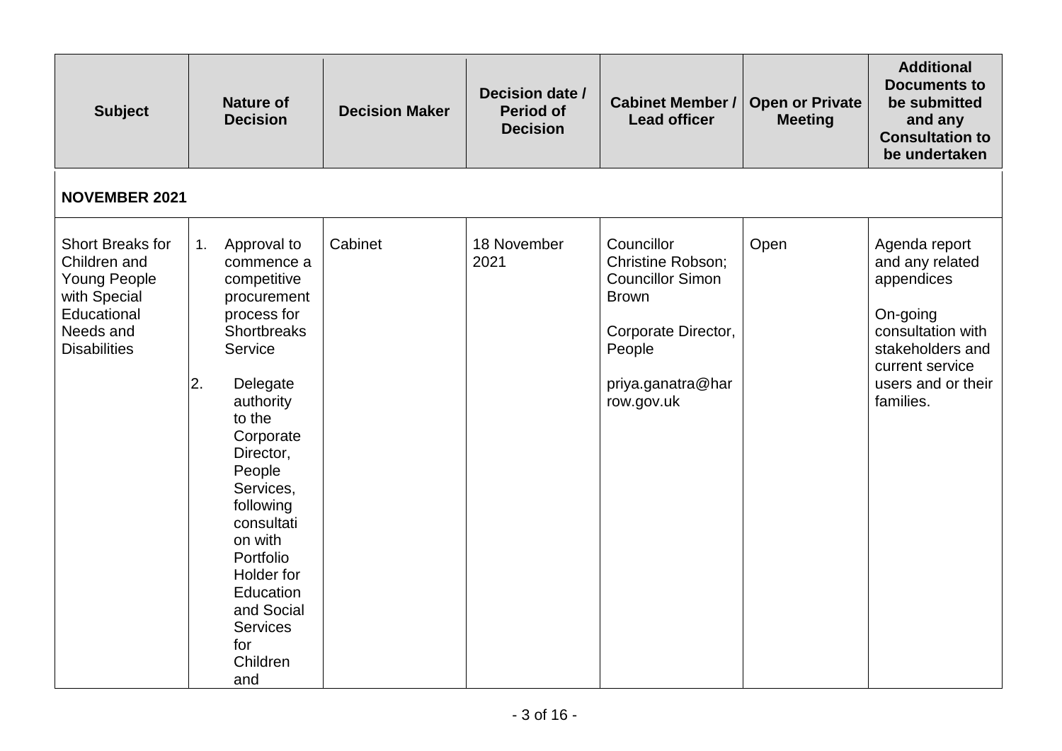| Subject | Nature of Decision | Decision Maker | Decision date / Period of Decision | Cabinet Member / Lead officer | Open or Private Meeting | Additional Documents to be submitted and any Consultation to be undertaken |
|---|---|---|---|---|---|---|
| **NOVEMBER 2021** | | | | | | |
| Short Breaks for Children and Young People with Special Educational Needs and Disabilities | 1. Approval to commence a competitive procurement process for Shortbreaks Service<br><br>2. Delegate authority to the Corporate Director, People Services, following consultation with Portfolio Holder for Education and Social Services for Children and | Cabinet | 18 November 2021 | Councillor Christine Robson; Councillor Simon Brown<br><br>Corporate Director, People<br><br>priya.ganatra@harrow.gov.uk | Open | Agenda report and any related appendices<br><br>On-going consultation with stakeholders and current service users and or their families. |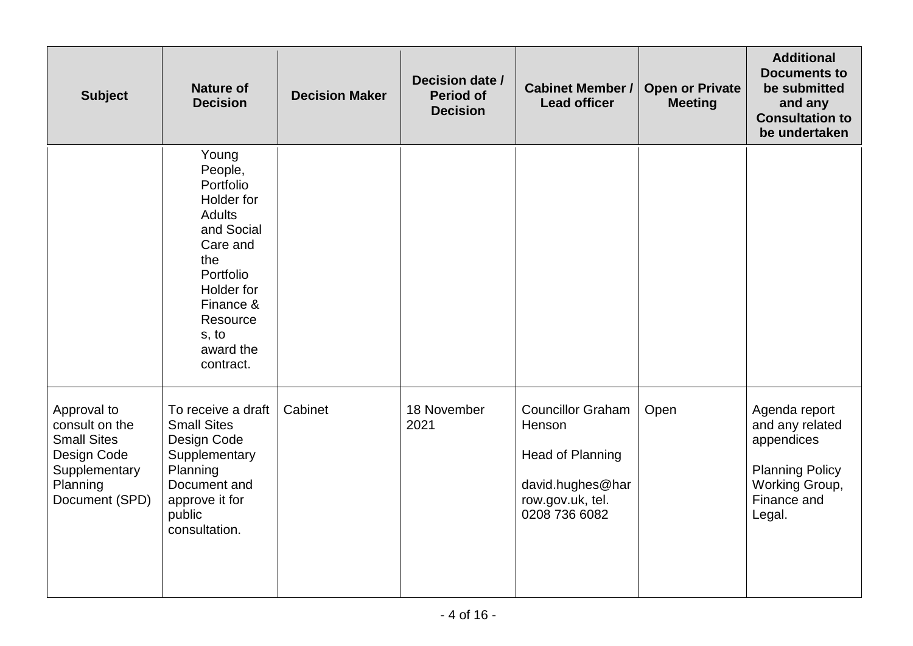| Subject | Nature of Decision | Decision Maker | Decision date / Period of Decision | Cabinet Member / Lead officer | Open or Private Meeting | Additional Documents to be submitted and any Consultation to be undertaken |
|---|---|---|---|---|---|---|
| | Young People, Portfolio Holder for Adults and Social Care and the Portfolio Holder for Finance & Resources, to award the contract. | | | | | |
| Approval to consult on the Small Sites Design Code Supplementary Planning Document (SPD) | To receive a draft Small Sites Design Code Supplementary Planning Document and approve it for public consultation. | Cabinet | 18 November 2021 | Councillor Graham Henson<br><br>Head of Planning<br><br>david.hughes@harrow.gov.uk, tel. 0208 736 6082 | Open | Agenda report and any related appendices<br><br>Planning Policy Working Group, Finance and Legal. |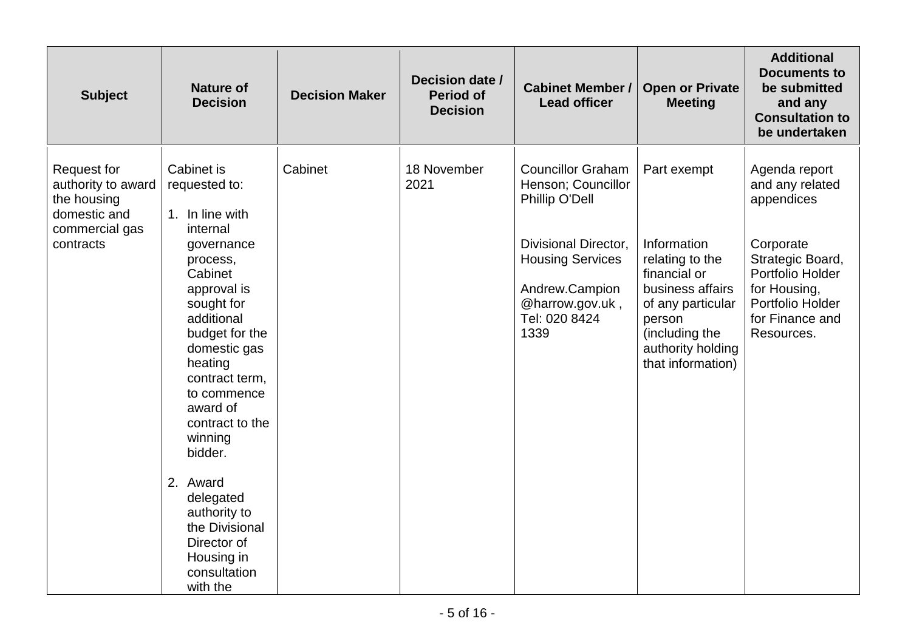| Subject | Nature of Decision | Decision Maker | Decision date / Period of Decision | Cabinet Member / Lead officer | Open or Private Meeting | Additional Documents to be submitted and any Consultation to be undertaken |
|---|---|---|---|---|---|---|
| Request for authority to award the housing domestic and commercial gas contracts | Cabinet is requested to:<br><br>1. In line with internal governance process, Cabinet approval is sought for additional budget for the domestic gas heating contract term, to commence award of contract to the winning bidder.<br><br>2. Award delegated authority to the Divisional Director of Housing in consultation with the | Cabinet | 18 November 2021 | Councillor Graham Henson; Councillor Phillip O'Dell<br><br>Divisional Director, Housing Services<br><br>Andrew.Campion @harrow.gov.uk , Tel: 020 8424 1339 | Part exempt<br><br>Information relating to the financial or business affairs of any particular person (including the authority holding that information) | Agenda report and any related appendices<br><br>Corporate Strategic Board, Portfolio Holder for Housing, Portfolio Holder for Finance and Resources. |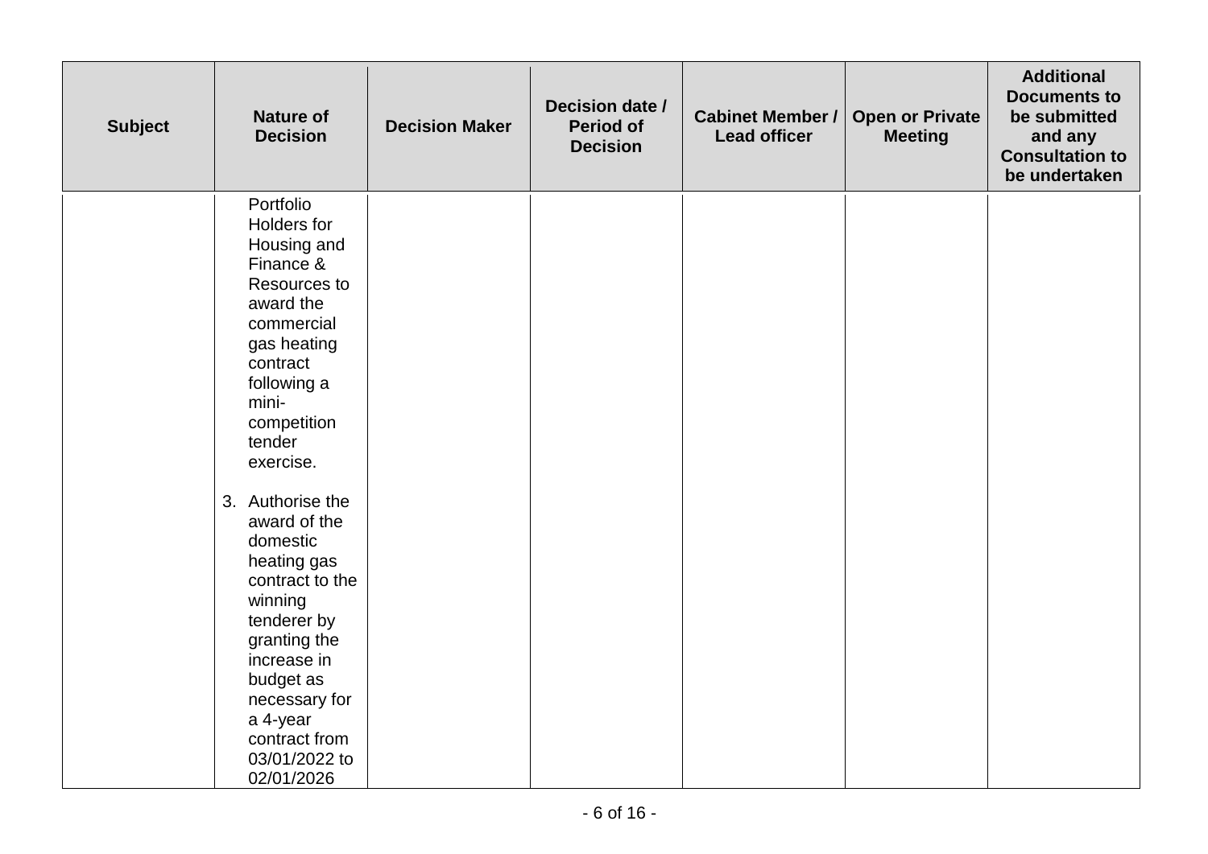| Subject | Nature of Decision | Decision Maker | Decision date / Period of Decision | Cabinet Member / Lead officer | Open or Private Meeting | Additional Documents to be submitted and any Consultation to be undertaken |
|---|---|---|---|---|---|---|
| | Portfolio Holders for Housing and Finance & Resources to award the commercial gas heating contract following a mini-competition tender exercise.<br><br>3. Authorise the award of the domestic heating gas contract to the winning tenderer by granting the increase in budget as necessary for a 4-year contract from 03/01/2022 to 02/01/2026 | | | | | |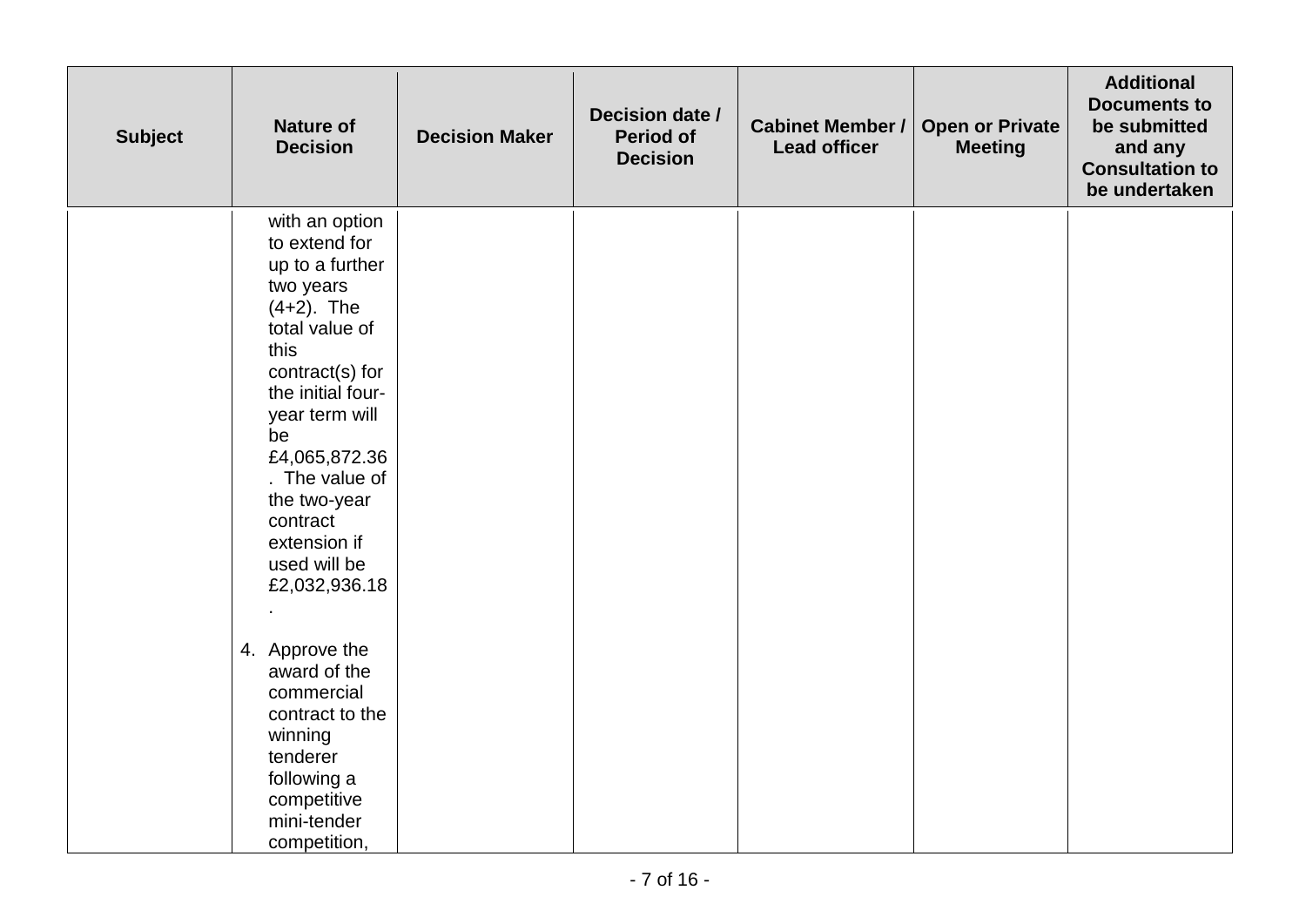| Subject | Nature of Decision | Decision Maker | Decision date / Period of Decision | Cabinet Member / Lead officer | Open or Private Meeting | Additional Documents to be submitted and any Consultation to be undertaken |
|---|---|---|---|---|---|---|
| | with an option to extend for up to a further two years (4+2). The total value of this contract(s) for the initial four-year term will be £4,065,872.36. The value of the two-year contract extension if used will be £2,032,936.18.<br><br>4. Approve the award of the commercial contract to the winning tenderer following a competitive mini-tender competition, | | | | | |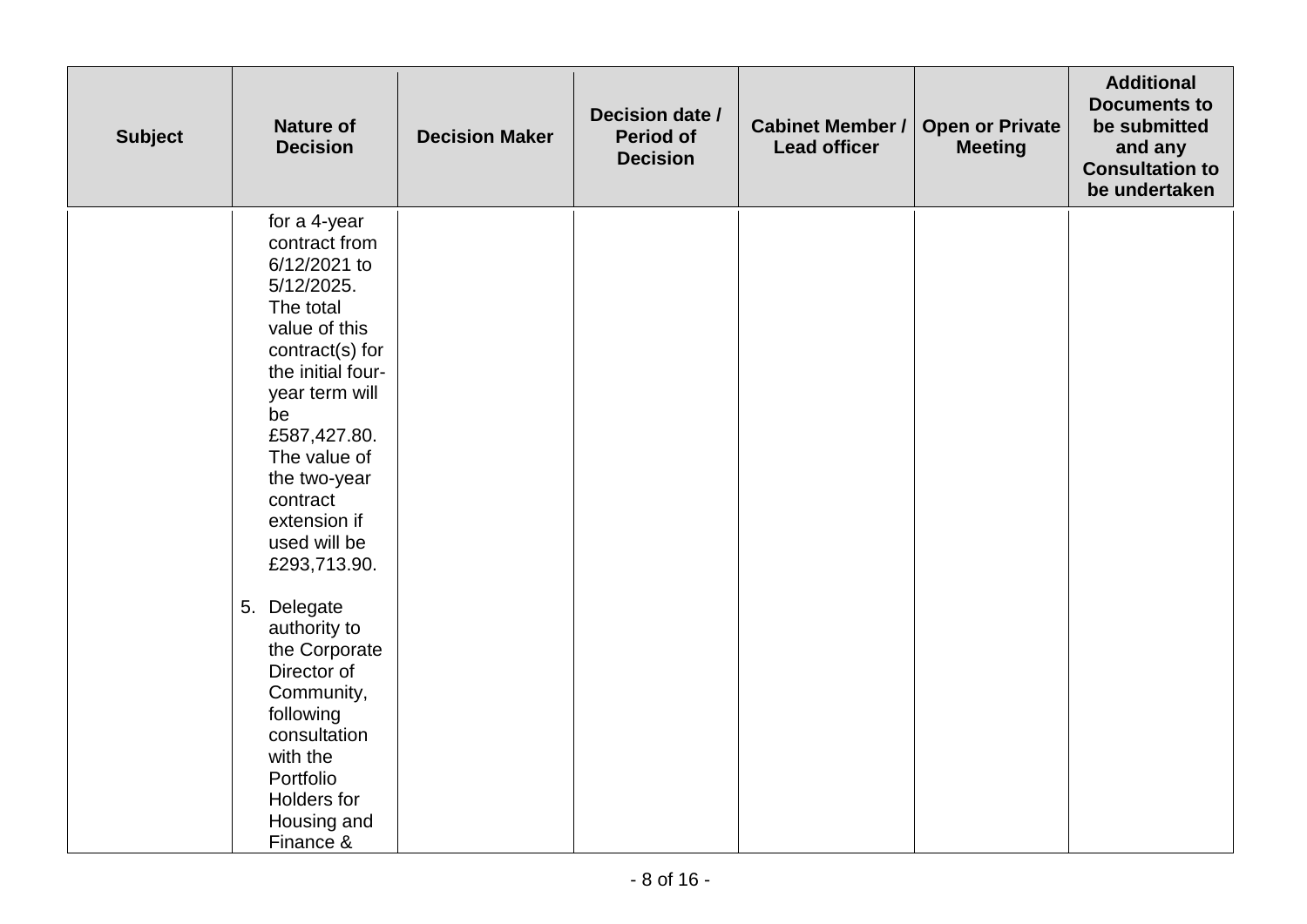| Subject | Nature of Decision | Decision Maker | Decision date / Period of Decision | Cabinet Member / Lead officer | Open or Private Meeting | Additional Documents to be submitted and any Consultation to be undertaken |
|---|---|---|---|---|---|---|
| | for a 4-year contract from 6/12/2021 to 5/12/2025. The total value of this contract(s) for the initial four-year term will be £587,427.80. The value of the two-year contract extension if used will be £293,713.90.<br><br>5. Delegate authority to the Corporate Director of Community, following consultation with the Portfolio Holders for Housing and Finance & | | | | | |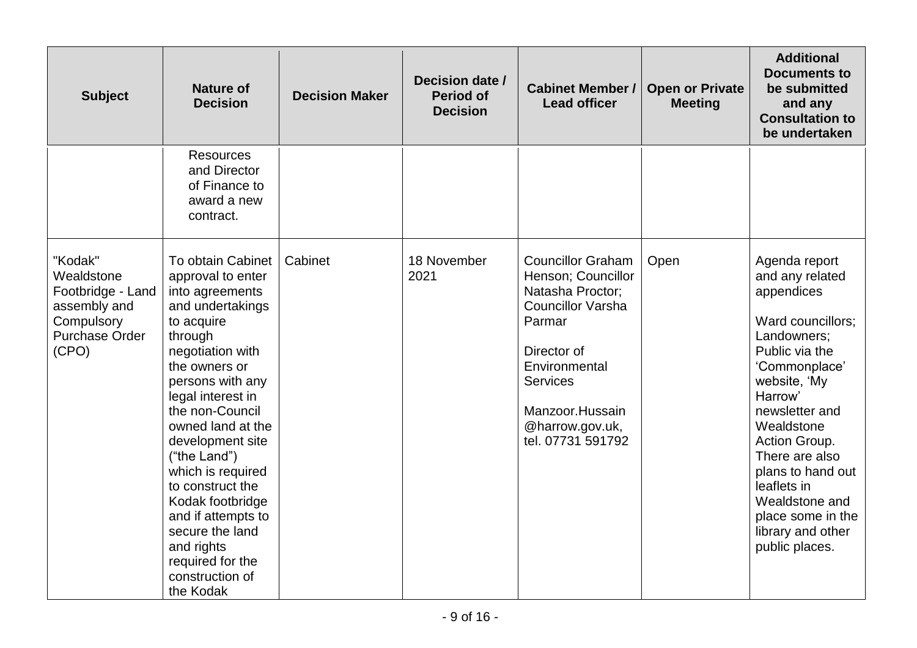| Subject | Nature of Decision | Decision Maker | Decision date / Period of Decision | Cabinet Member / Lead officer | Open or Private Meeting | Additional Documents to be submitted and any Consultation to be undertaken |
|---|---|---|---|---|---|---|
| | Resources and Director of Finance to award a new contract. | | | | | |
| "Kodak" Wealdstone Footbridge - Land assembly and Compulsory Purchase Order (CPO) | To obtain Cabinet approval to enter into agreements and undertakings to acquire through negotiation with the owners or persons with any legal interest in the non-Council owned land at the development site ("the Land") which is required to construct the Kodak footbridge and if attempts to secure the land and rights required for the construction of the Kodak | Cabinet | 18 November 2021 | Councillor Graham Henson; Councillor Natasha Proctor; Councillor Varsha Parmar<br><br>Director of Environmental Services<br><br>Manzoor.Hussain @harrow.gov.uk, tel. 07731 591792 | Open | Agenda report and any related appendices<br><br>Ward councillors; Landowners; Public via the 'Commonplace' website, 'My Harrow' newsletter and Wealdstone Action Group. There are also plans to hand out leaflets in Wealdstone and place some in the library and other public places. |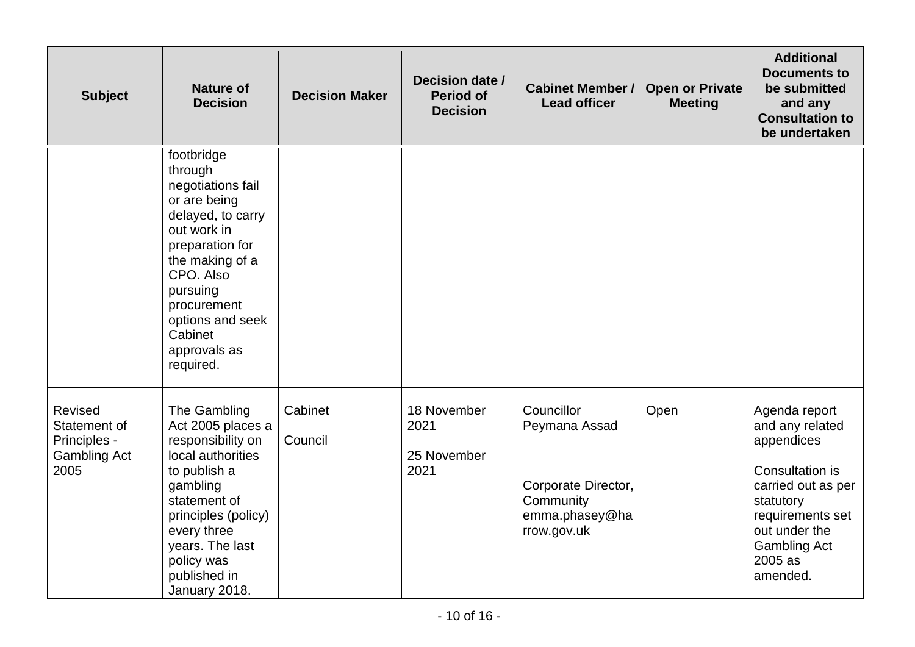| Subject | Nature of Decision | Decision Maker | Decision date / Period of Decision | Cabinet Member / Lead officer | Open or Private Meeting | Additional Documents to be submitted and any Consultation to be undertaken |
|---|---|---|---|---|---|---|
| | footbridge through negotiations fail or are being delayed, to carry out work in preparation for the making of a CPO. Also pursuing procurement options and seek Cabinet approvals as required. | | | | | |
| Revised Statement of Principles - Gambling Act 2005 | The Gambling Act 2005 places a responsibility on local authorities to publish a gambling statement of principles (policy) every three years. The last policy was published in January 2018. | Cabinet<br><br>Council | 18 November 2021<br><br>25 November 2021 | Councillor Peymana Assad<br><br>Corporate Director, Community emma.phasey@harrow.gov.uk | Open | Agenda report and any related appendices<br><br>Consultation is carried out as per statutory requirements set out under the Gambling Act 2005 as amended. |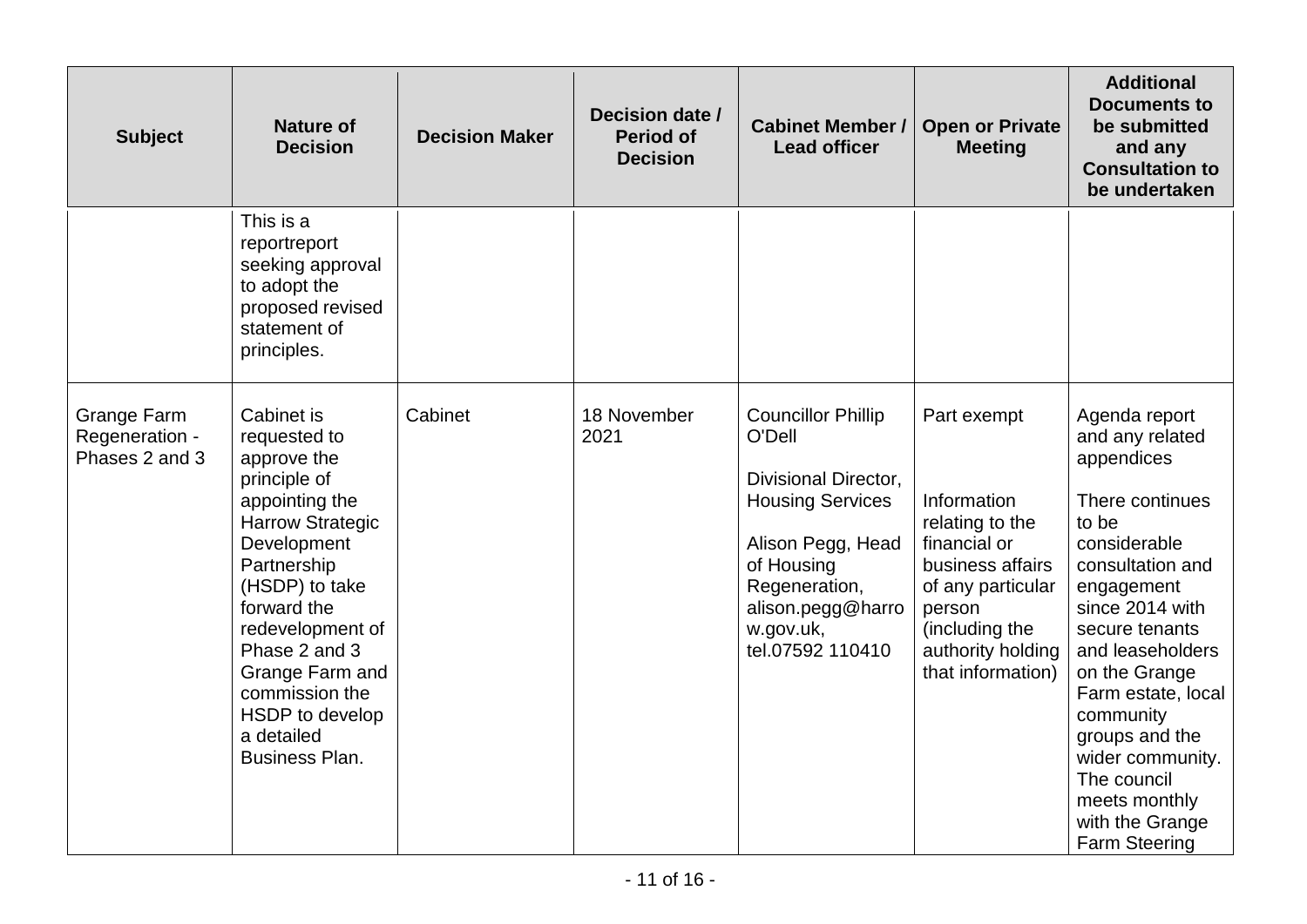| Subject | Nature of Decision | Decision Maker | Decision date / Period of Decision | Cabinet Member / Lead officer | Open or Private Meeting | Additional Documents to be submitted and any Consultation to be undertaken |
|---|---|---|---|---|---|---|
| | This is a reportreport seeking approval to adopt the proposed revised statement of principles. | | | | | |
| Grange Farm Regeneration - Phases 2 and 3 | Cabinet is requested to approve the principle of appointing the Harrow Strategic Development Partnership (HSDP) to take forward the redevelopment of Phase 2 and 3 Grange Farm and commission the HSDP to develop a detailed Business Plan. | Cabinet | 18 November 2021 | Councillor Phillip O'Dell<br><br>Divisional Director, Housing Services<br><br>Alison Pegg, Head of Housing Regeneration, alison.pegg@harrow.gov.uk, tel.07592 110410 | Part exempt<br><br>Information relating to the financial or business affairs of any particular person (including the authority holding that information) | Agenda report and any related appendices<br><br>There continues to be considerable consultation and engagement since 2014 with secure tenants and leaseholders on the Grange Farm estate, local community groups and the wider community. The council meets monthly with the Grange Farm Steering |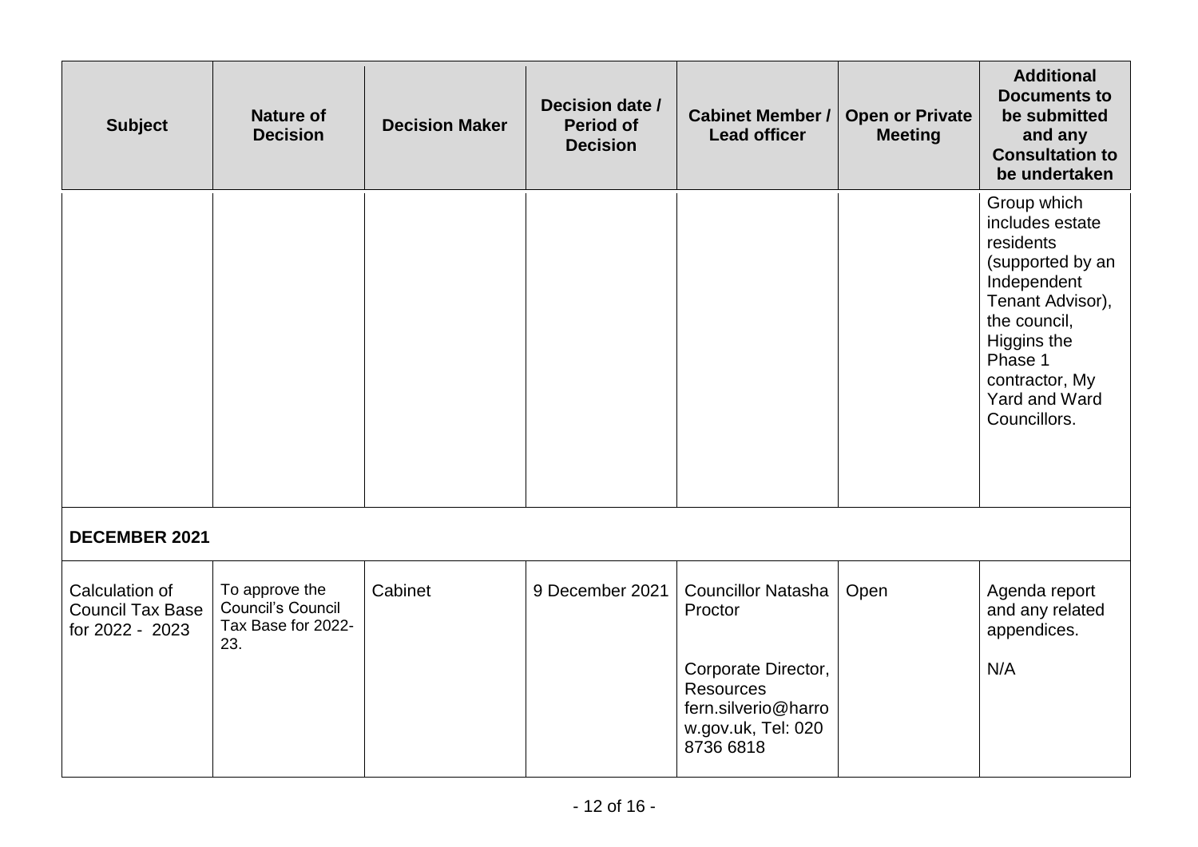| Subject | Nature of Decision | Decision Maker | Decision date / Period of Decision | Cabinet Member / Lead officer | Open or Private Meeting | Additional Documents to be submitted and any Consultation to be undertaken |
|---|---|---|---|---|---|---|
| | | | | | | Group which includes estate residents (supported by an Independent Tenant Advisor), the council, Higgins the Phase 1 contractor, My Yard and Ward Councillors. |
| **DECEMBER 2021** | | | | | | |
| Calculation of Council Tax Base for 2022 - 2023 | To approve the Council's Council Tax Base for 2022-23. | Cabinet | 9 December 2021 | Councillor Natasha Proctor<br><br>Corporate Director, Resources fern.silverio@harrow.gov.uk, Tel: 020 8736 6818 | Open | Agenda report and any related appendices.<br><br>N/A |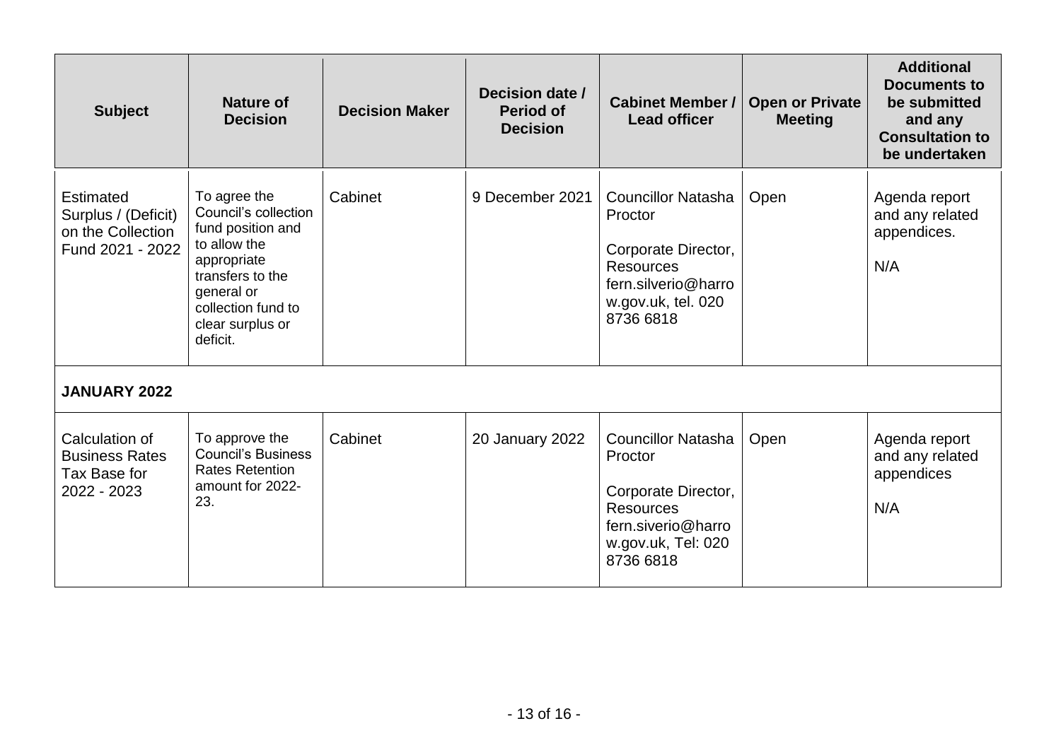| Subject | Nature of Decision | Decision Maker | Decision date / Period of Decision | Cabinet Member / Lead officer | Open or Private Meeting | Additional Documents to be submitted and any Consultation to be undertaken |
|---|---|---|---|---|---|---|
| Estimated Surplus / (Deficit) on the Collection Fund 2021 - 2022 | To agree the Council's collection fund position and to allow the appropriate transfers to the general or collection fund to clear surplus or deficit. | Cabinet | 9 December 2021 | Councillor Natasha Proctor<br><br>Corporate Director, Resources fern.silverio@harrow.gov.uk, tel. 020 8736 6818 | Open | Agenda report and any related appendices.<br><br>N/A |
| **JANUARY 2022** | | | | | | |
| Calculation of Business Rates Tax Base for 2022 - 2023 | To approve the Council's Business Rates Retention amount for 2022-23. | Cabinet | 20 January 2022 | Councillor Natasha Proctor<br><br>Corporate Director, Resources fern.siverio@harrow.gov.uk, Tel: 020 8736 6818 | Open | Agenda report and any related appendices<br><br>N/A |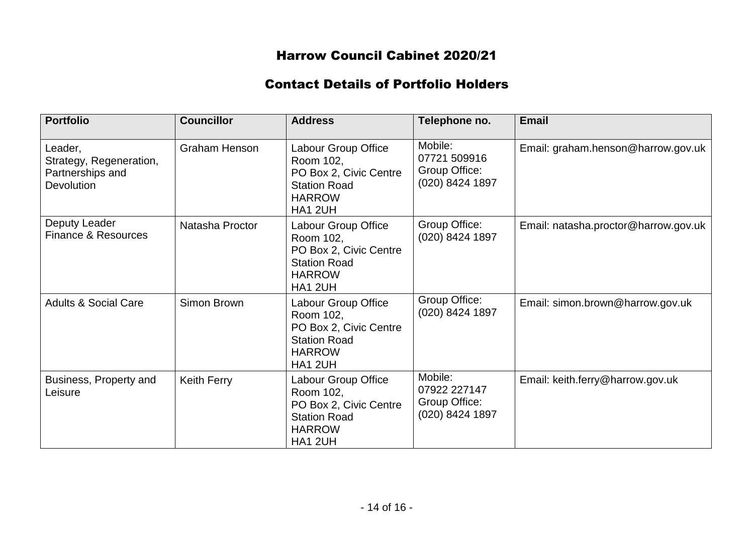# Harrow Council Cabinet 2020/21

## Contact Details of Portfolio Holders

| Portfolio | Councillor | Address | Telephone no. | Email |
|---|---|---|---|---|
| Leader,<br>Strategy, Regeneration, Partnerships and Devolution | Graham Henson | Labour Group Office<br>Room 102,<br>PO Box 2, Civic Centre<br>Station Road<br>HARROW<br>HA1 2UH | Mobile:<br>07721 509916<br>Group Office:<br>(020) 8424 1897 | Email: graham.henson@harrow.gov.uk |
| Deputy Leader<br>Finance & Resources | Natasha Proctor | Labour Group Office<br>Room 102,<br>PO Box 2, Civic Centre<br>Station Road<br>HARROW<br>HA1 2UH | Group Office:<br>(020) 8424 1897 | Email: natasha.proctor@harrow.gov.uk |
| Adults & Social Care | Simon Brown | Labour Group Office<br>Room 102,<br>PO Box 2, Civic Centre<br>Station Road<br>HARROW<br>HA1 2UH | Group Office:<br>(020) 8424 1897 | Email: simon.brown@harrow.gov.uk |
| Business, Property and Leisure | Keith Ferry | Labour Group Office<br>Room 102,<br>PO Box 2, Civic Centre<br>Station Road<br>HARROW<br>HA1 2UH | Mobile:<br>07922 227147<br>Group Office:<br>(020) 8424 1897 | Email: keith.ferry@harrow.gov.uk |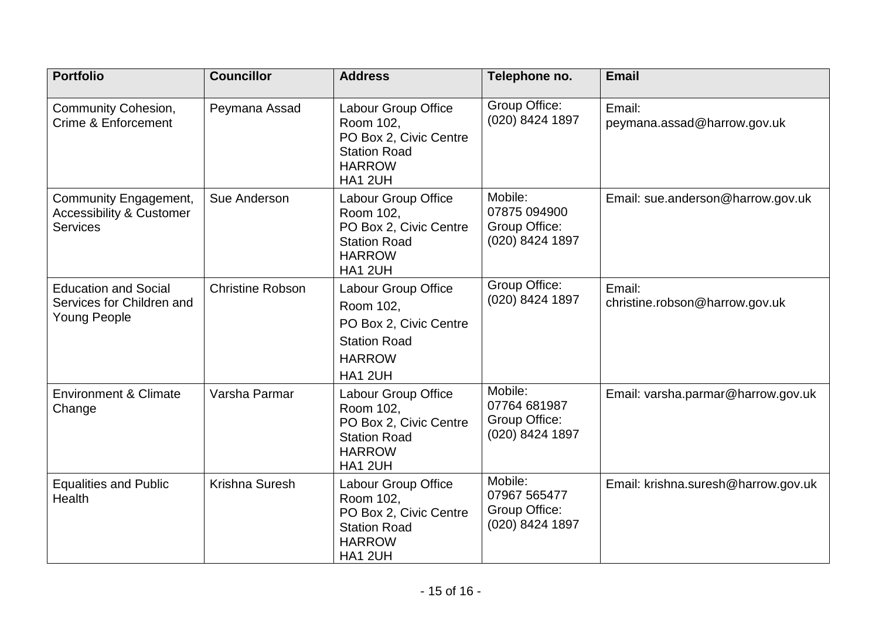| Portfolio | Councillor | Address | Telephone no. | Email |
| --- | --- | --- | --- | --- |
| Community Cohesion, Crime & Enforcement | Peymana Assad | Labour Group Office Room 102, PO Box 2, Civic Centre Station Road HARROW HA1 2UH | Group Office: (020) 8424 1897 | Email: peymana.assad@harrow.gov.uk |
| Community Engagement, Accessibility & Customer Services | Sue Anderson | Labour Group Office Room 102, PO Box 2, Civic Centre Station Road HARROW HA1 2UH | Mobile: 07875 094900 Group Office: (020) 8424 1897 | Email: sue.anderson@harrow.gov.uk |
| Education and Social Services for Children and Young People | Christine Robson | Labour Group Office Room 102, PO Box 2, Civic Centre Station Road HARROW HA1 2UH | Group Office: (020) 8424 1897 | Email: christine.robson@harrow.gov.uk |
| Environment & Climate Change | Varsha Parmar | Labour Group Office Room 102, PO Box 2, Civic Centre Station Road HARROW HA1 2UH | Mobile: 07764 681987 Group Office: (020) 8424 1897 | Email: varsha.parmar@harrow.gov.uk |
| Equalities and Public Health | Krishna Suresh | Labour Group Office Room 102, PO Box 2, Civic Centre Station Road HARROW HA1 2UH | Mobile: 07967 565477 Group Office: (020) 8424 1897 | Email: krishna.suresh@harrow.gov.uk |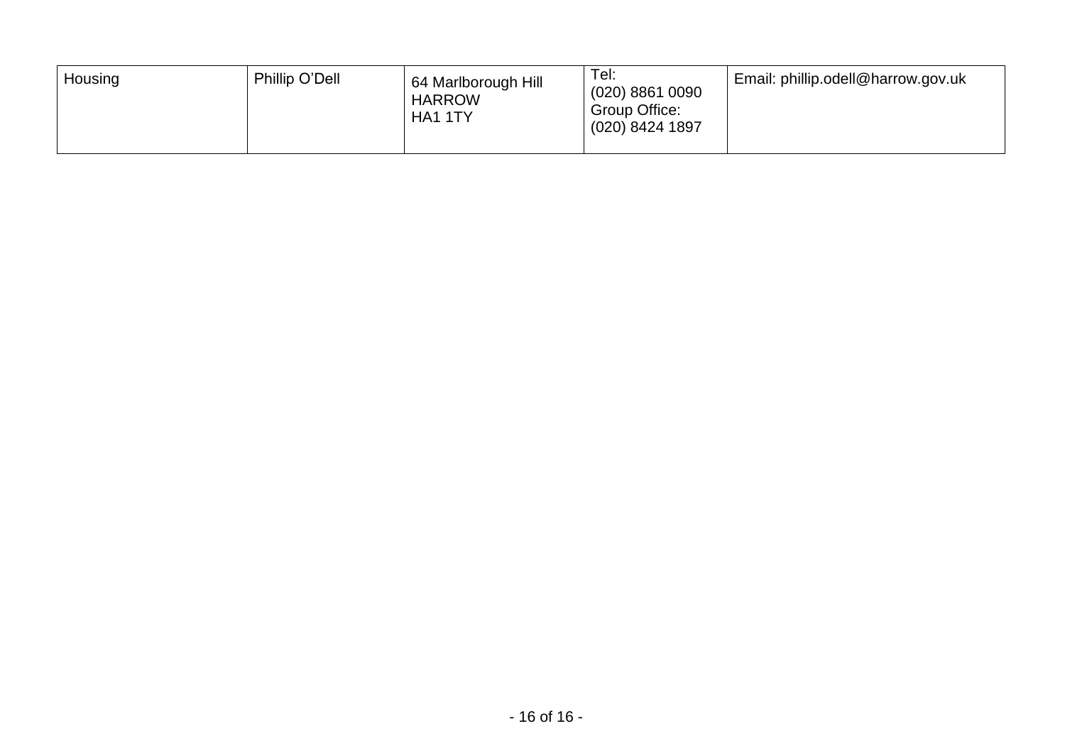| | | | | |
|---|---|---|---|---|
| Housing | Phillip O'Dell | 64 Marlborough Hill<br>HARROW<br>HA1 1TY | Tel:<br>(020) 8861 0090<br>Group Office:<br>(020) 8424 1897 | Email: phillip.odell@harrow.gov.uk |